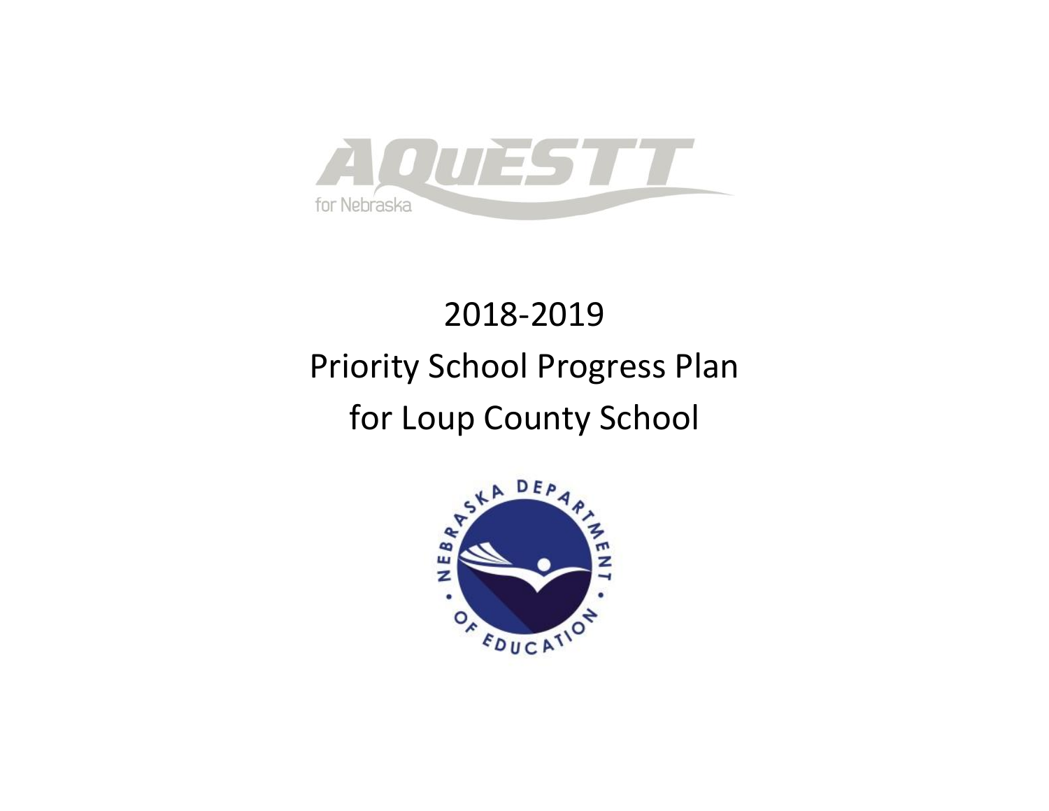AQuESTT for Nebraska

# 2018-2019 Priority School Progress Plan for Loup County School

NEBRASKA DEPARTMENT OF EDUCATION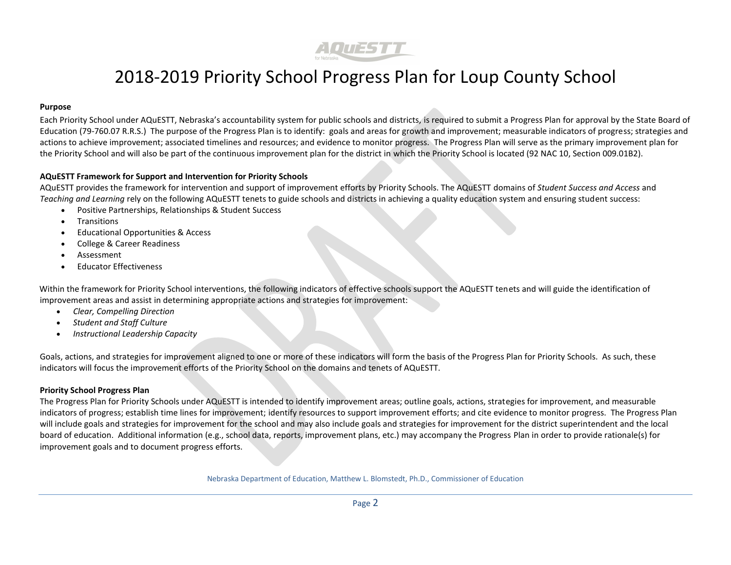# 2018-2019 Priority School Progress Plan for Loup County School

**Purpose**

Each Priority School under AQuESTT, Nebraska's accountability system for public schools and districts, is required to submit a Progress Plan for approval by the State Board of Education (79-760.07 R.R.S.) The purpose of the Progress Plan is to identify: goals and areas for growth and improvement; measurable indicators of progress; strategies and actions to achieve improvement; associated timelines and resources; and evidence to monitor progress. The Progress Plan will serve as the primary improvement plan for the Priority School and will also be part of the continuous improvement plan for the district in which the Priority School is located (92 NAC 10, Section 009.01B2).

**AQuESTT Framework for Support and Intervention for Priority Schools**

AQuESTT provides the framework for intervention and support of improvement efforts by Priority Schools. The AQuESTT domains of *Student Success and Access* and *Teaching and Learning* rely on the following AQuESTT tenets to guide schools and districts in achieving a quality education system and ensuring student success:

- Positive Partnerships, Relationships & Student Success
- Transitions
- Educational Opportunities & Access
- College & Career Readiness
- Assessment
- Educator Effectiveness

Within the framework for Priority School interventions, the following indicators of effective schools support the AQuESTT tenets and will guide the identification of improvement areas and assist in determining appropriate actions and strategies for improvement:

- *Clear, Compelling Direction*
- *Student and Staff Culture*
- *Instructional Leadership Capacity*

Goals, actions, and strategies for improvement aligned to one or more of these indicators will form the basis of the Progress Plan for Priority Schools. As such, these indicators will focus the improvement efforts of the Priority School on the domains and tenets of AQuESTT.

**Priority School Progress Plan**

The Progress Plan for Priority Schools under AQuESTT is intended to identify improvement areas; outline goals, actions, strategies for improvement, and measurable indicators of progress; establish time lines for improvement; identify resources to support improvement efforts; and cite evidence to monitor progress. The Progress Plan will include goals and strategies for improvement for the school and may also include goals and strategies for improvement for the district superintendent and the local board of education. Additional information (e.g., school data, reports, improvement plans, etc.) may accompany the Progress Plan in order to provide rationale(s) for improvement goals and to document progress efforts.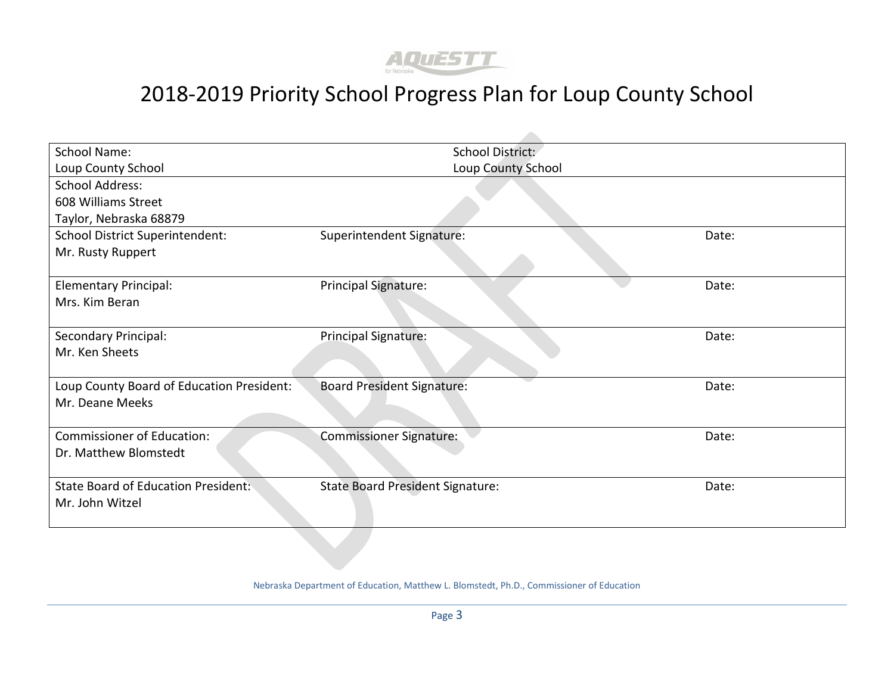AQuESTT for Nebraska

# 2018-2019 Priority School Progress Plan for Loup County School

| School Name:<br>Loup County School | School District:<br>Loup County School | |
|---|---|---|
| School Address:<br>608 Williams Street<br>Taylor, Nebraska 68879 | | |
| School District Superintendent:<br>Mr. Rusty Ruppert | Superintendent Signature: | Date: |
| Elementary Principal:<br>Mrs. Kim Beran | Principal Signature: | Date: |
| Secondary Principal:<br>Mr. Ken Sheets | Principal Signature: | Date: |
| Loup County Board of Education President:<br>Mr. Deane Meeks | Board President Signature: | Date: |
| Commissioner of Education:<br>Dr. Matthew Blomstedt | Commissioner Signature: | Date: |
| State Board of Education President:<br>Mr. John Witzel | State Board President Signature: | Date: |

DRAFT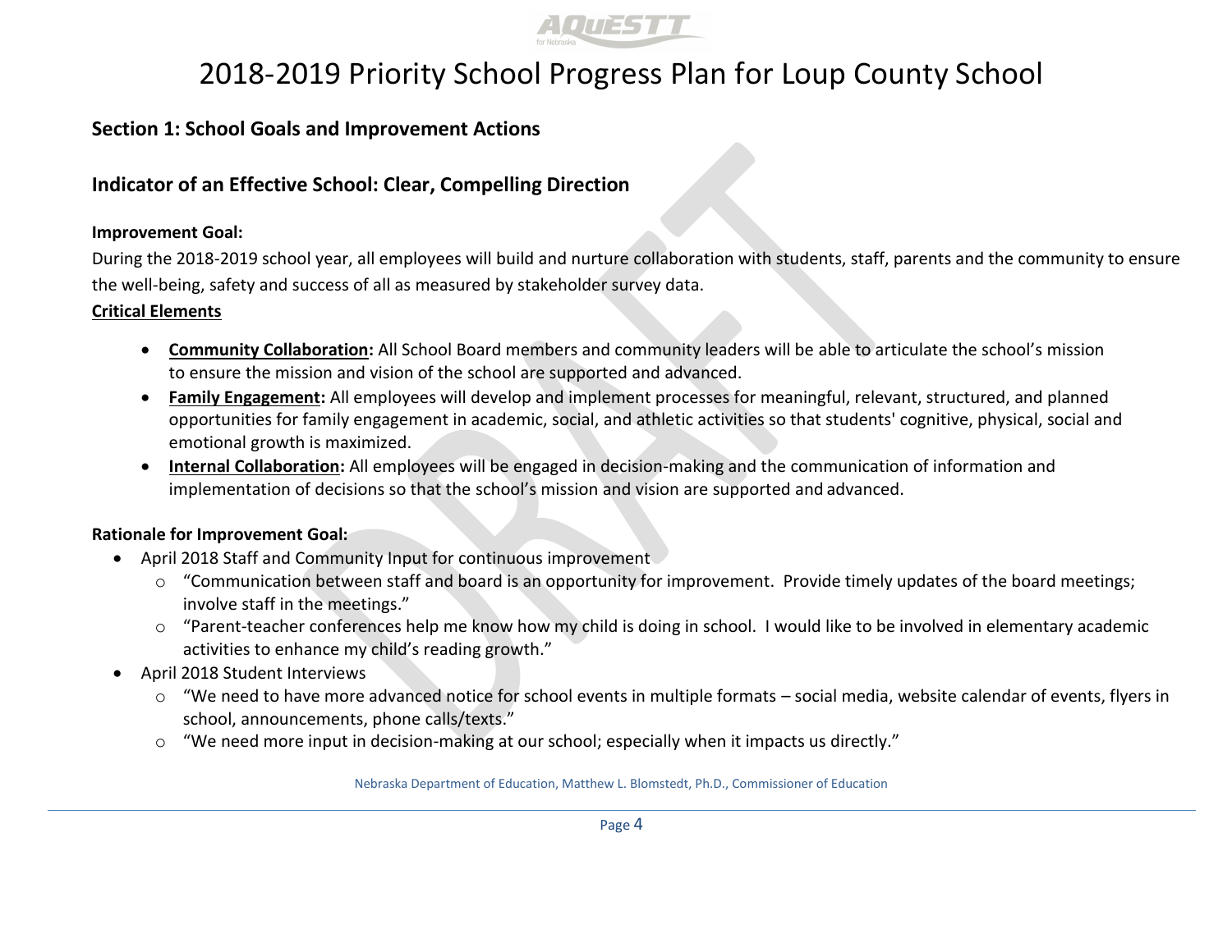# 2018-2019 Priority School Progress Plan for Loup County School

## Section 1: School Goals and Improvement Actions

## Indicator of an Effective School: Clear, Compelling Direction

**Improvement Goal:**

During the 2018-2019 school year, all employees will build and nurture collaboration with students, staff, parents and the community to ensure the well-being, safety and success of all as measured by stakeholder survey data.

**Critical Elements**

- **Community Collaboration:** All School Board members and community leaders will be able to articulate the school's mission to ensure the mission and vision of the school are supported and advanced.
- **Family Engagement:** All employees will develop and implement processes for meaningful, relevant, structured, and planned opportunities for family engagement in academic, social, and athletic activities so that students' cognitive, physical, social and emotional growth is maximized.
- **Internal Collaboration:** All employees will be engaged in decision-making and the communication of information and implementation of decisions so that the school's mission and vision are supported and advanced.

**Rationale for Improvement Goal:**

- April 2018 Staff and Community Input for continuous improvement
  - "Communication between staff and board is an opportunity for improvement. Provide timely updates of the board meetings; involve staff in the meetings."
  - "Parent-teacher conferences help me know how my child is doing in school. I would like to be involved in elementary academic activities to enhance my child's reading growth."
- April 2018 Student Interviews
  - "We need to have more advanced notice for school events in multiple formats – social media, website calendar of events, flyers in school, announcements, phone calls/texts."
  - "We need more input in decision-making at our school; especially when it impacts us directly."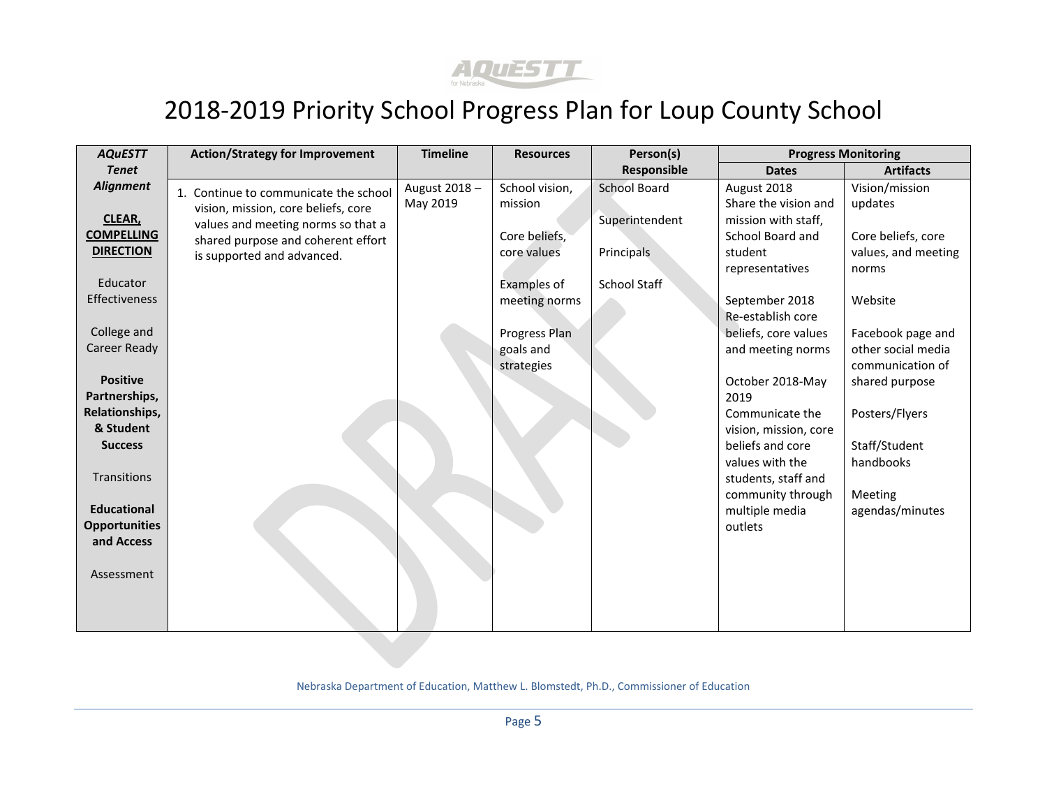# 2018-2019 Priority School Progress Plan for Loup County School

| *AQuESTT Tenet Alignment* | Action/Strategy for Improvement | Timeline | Resources | Person(s) Responsible | Progress Monitoring | |
|---|---|---|---|---|---|---|
| | | | | | Dates | Artifacts |
| **CLEAR, COMPELLING DIRECTION**<br><br>Educator Effectiveness<br><br>College and Career Ready<br><br>**Positive Partnerships, Relationships, & Student Success**<br><br>Transitions<br><br>**Educational Opportunities and Access**<br><br>Assessment | 1. Continue to communicate the school vision, mission, core beliefs, core values and meeting norms so that a shared purpose and coherent effort is supported and advanced. | August 2018 – May 2019 | School vision, mission<br><br>Core beliefs, core values<br><br>Examples of meeting norms<br><br>Progress Plan goals and strategies | School Board<br><br>Superintendent<br><br>Principals<br><br>School Staff | August 2018 Share the vision and mission with staff, School Board and student representatives<br><br>September 2018 Re-establish core beliefs, core values and meeting norms<br><br>October 2018-May 2019 Communicate the vision, mission, core beliefs and core values with the students, staff and community through multiple media outlets | Vision/mission updates<br><br>Core beliefs, core values, and meeting norms<br><br>Website<br><br>Facebook page and other social media communication of shared purpose<br><br>Posters/Flyers<br><br>Staff/Student handbooks<br><br>Meeting agendas/minutes |

Nebraska Department of Education, Matthew L. Blomstedt, Ph.D., Commissioner of Education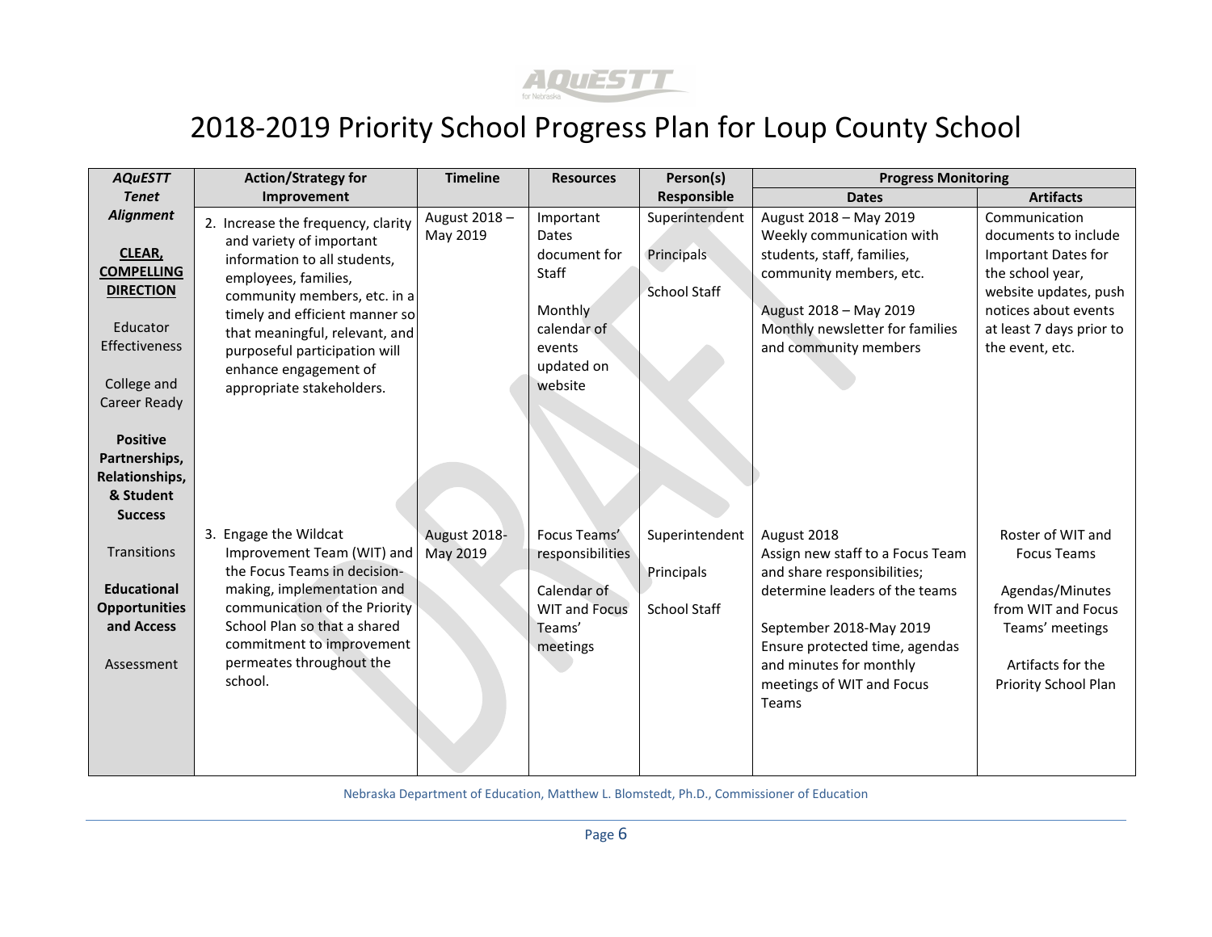# 2018-2019 Priority School Progress Plan for Loup County School

| *AQuESTT Tenet Alignment* | Action/Strategy for Improvement | Timeline | Resources | Person(s) Responsible | Progress Monitoring | |
|---|---|---|---|---|---|---|
| | | | | | **Dates** | **Artifacts** |
| **CLEAR, COMPELLING DIRECTION**<br><br>Educator Effectiveness<br><br>College and Career Ready<br><br>**Positive Partnerships, Relationships, & Student Success** | 2. Increase the frequency, clarity and variety of important information to all students, employees, families, community members, etc. in a timely and efficient manner so that meaningful, relevant, and purposeful participation will enhance engagement of appropriate stakeholders. | August 2018 – May 2019 | Important Dates document for Staff<br><br>Monthly calendar of events updated on website | Superintendent<br><br>Principals<br><br>School Staff | August 2018 – May 2019 Weekly communication with students, staff, families, community members, etc.<br><br>August 2018 – May 2019 Monthly newsletter for families and community members | Communication documents to include Important Dates for the school year, website updates, push notices about events at least 7 days prior to the event, etc. |
| Transitions<br><br>**Educational Opportunities and Access**<br><br>Assessment | 3. Engage the Wildcat Improvement Team (WIT) and the Focus Teams in decision-making, implementation and communication of the Priority School Plan so that a shared commitment to improvement permeates throughout the school. | August 2018-May 2019 | Focus Teams' responsibilities<br><br>Calendar of WIT and Focus Teams' meetings | Superintendent<br><br>Principals<br><br>School Staff | August 2018 Assign new staff to a Focus Team and share responsibilities; determine leaders of the teams<br><br>September 2018-May 2019 Ensure protected time, agendas and minutes for monthly meetings of WIT and Focus Teams | Roster of WIT and Focus Teams<br><br>Agendas/Minutes from WIT and Focus Teams' meetings<br><br>Artifacts for the Priority School Plan |

Nebraska Department of Education, Matthew L. Blomstedt, Ph.D., Commissioner of Education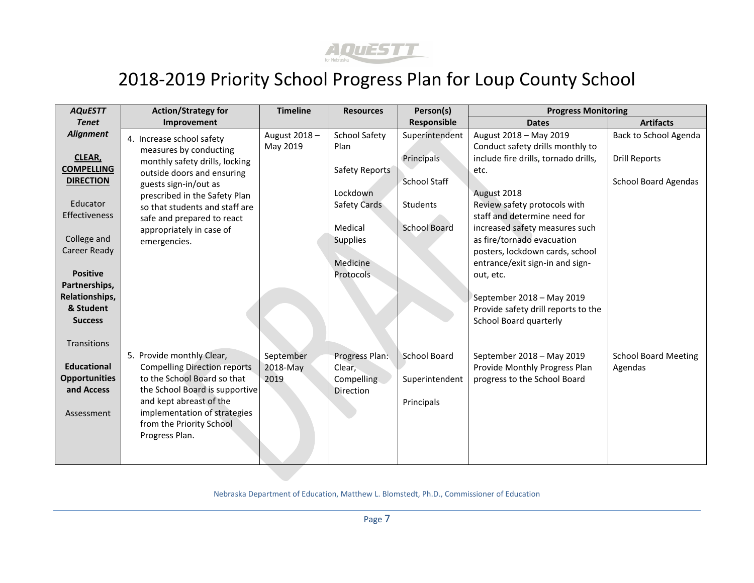# 2018-2019 Priority School Progress Plan for Loup County School

| *AQuESTT Tenet Alignment* | Action/Strategy for Improvement | Timeline | Resources | Person(s) Responsible | Progress Monitoring | |
|---|---|---|---|---|---|---|
| | | | | | **Dates** | **Artifacts** |
| **CLEAR, COMPELLING DIRECTION**<br><br>Educator Effectiveness<br><br>College and Career Ready<br><br>**Positive Partnerships, Relationships, & Student Success**<br><br>Transitions<br><br>**Educational Opportunities and Access**<br><br>Assessment | 4. Increase school safety measures by conducting monthly safety drills, locking outside doors and ensuring guests sign-in/out as prescribed in the Safety Plan so that students and staff are safe and prepared to react appropriately in case of emergencies. | August 2018 – May 2019 | School Safety Plan<br><br>Safety Reports<br><br>Lockdown Safety Cards<br><br>Medical Supplies<br><br>Medicine Protocols | Superintendent<br><br>Principals<br><br>School Staff<br><br>Students<br><br>School Board | August 2018 – May 2019<br>Conduct safety drills monthly to include fire drills, tornado drills, etc.<br><br>August 2018<br>Review safety protocols with staff and determine need for increased safety measures such as fire/tornado evacuation posters, lockdown cards, school entrance/exit sign-in and sign-out, etc.<br><br>September 2018 – May 2019<br>Provide safety drill reports to the School Board quarterly | Back to School Agenda<br><br>Drill Reports<br><br>School Board Agendas |
| | 5. Provide monthly Clear, Compelling Direction reports to the School Board so that the School Board is supportive and kept abreast of the implementation of strategies from the Priority School Progress Plan. | September 2018-May 2019 | Progress Plan: Clear, Compelling Direction | School Board<br><br>Superintendent<br><br>Principals | September 2018 – May 2019<br>Provide Monthly Progress Plan progress to the School Board | School Board Meeting Agendas |

Nebraska Department of Education, Matthew L. Blomstedt, Ph.D., Commissioner of Education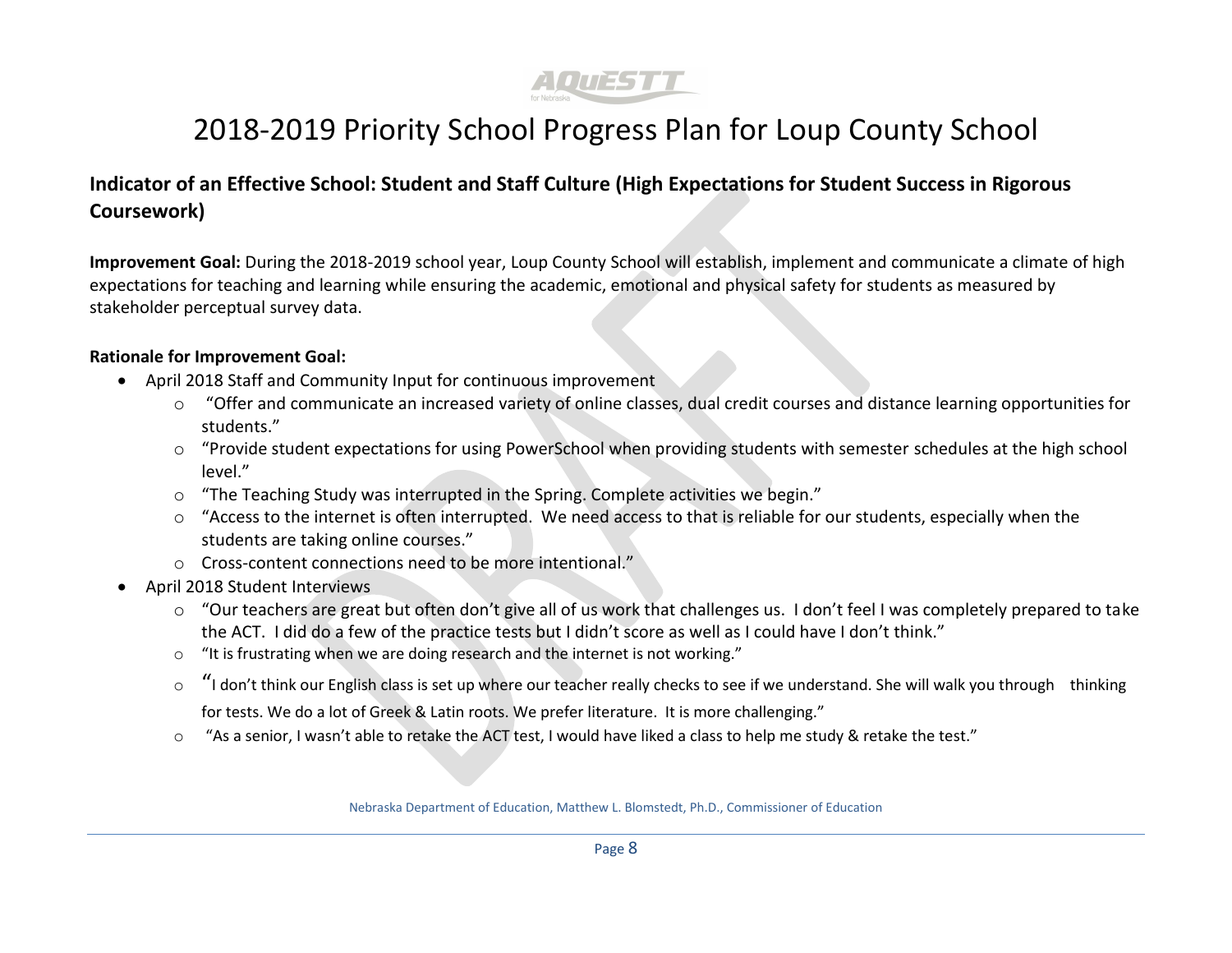# 2018-2019 Priority School Progress Plan for Loup County School

## Indicator of an Effective School: Student and Staff Culture (High Expectations for Student Success in Rigorous Coursework)

**Improvement Goal:** During the 2018-2019 school year, Loup County School will establish, implement and communicate a climate of high expectations for teaching and learning while ensuring the academic, emotional and physical safety for students as measured by stakeholder perceptual survey data.

**Rationale for Improvement Goal:**

- April 2018 Staff and Community Input for continuous improvement
  - "Offer and communicate an increased variety of online classes, dual credit courses and distance learning opportunities for students."
  - "Provide student expectations for using PowerSchool when providing students with semester schedules at the high school level."
  - "The Teaching Study was interrupted in the Spring. Complete activities we begin."
  - "Access to the internet is often interrupted. We need access to that is reliable for our students, especially when the students are taking online courses."
  - Cross-content connections need to be more intentional."
- April 2018 Student Interviews
  - "Our teachers are great but often don't give all of us work that challenges us. I don't feel I was completely prepared to take the ACT. I did do a few of the practice tests but I didn't score as well as I could have I don't think."
  - "It is frustrating when we are doing research and the internet is not working."
  - "I don't think our English class is set up where our teacher really checks to see if we understand. She will walk you through thinking for tests. We do a lot of Greek & Latin roots. We prefer literature. It is more challenging."
  - "As a senior, I wasn't able to retake the ACT test, I would have liked a class to help me study & retake the test."

Nebraska Department of Education, Matthew L. Blomstedt, Ph.D., Commissioner of Education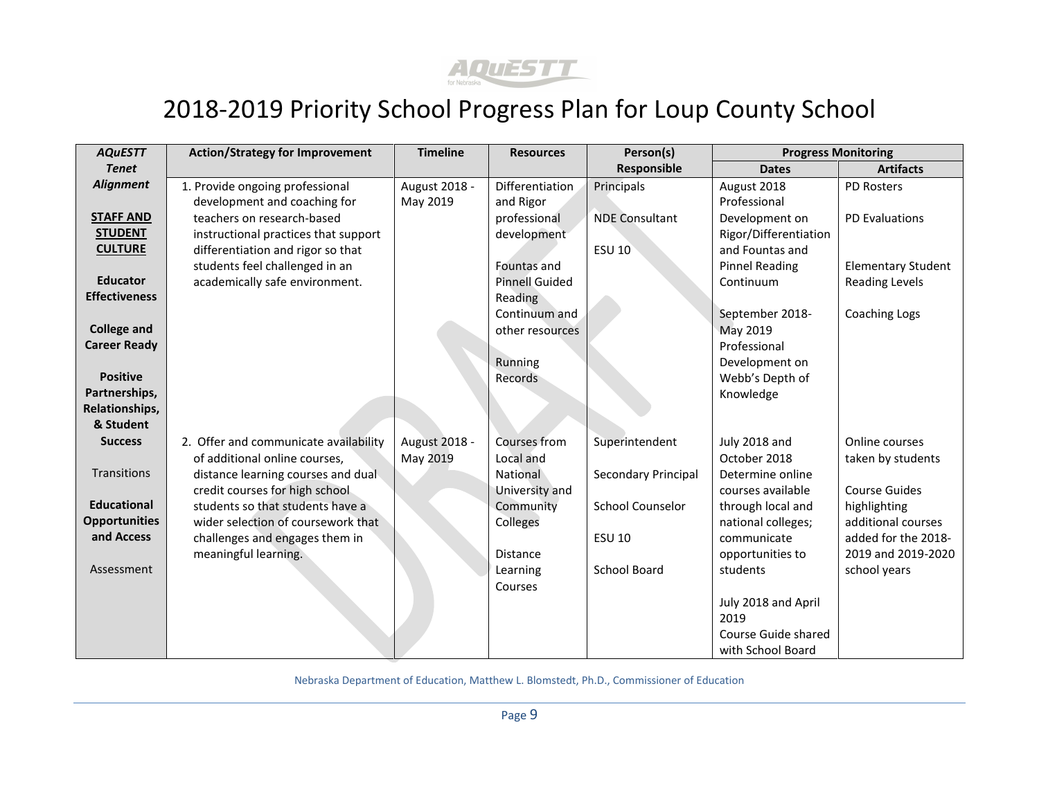# 2018-2019 Priority School Progress Plan for Loup County School

| AQuESTT Tenet Alignment | Action/Strategy for Improvement | Timeline | Resources | Person(s) Responsible | Progress Monitoring | |
|---|---|---|---|---|---|---|
| | | | | | Dates | Artifacts |
| **STAFF AND STUDENT CULTURE**<br><br>**Educator Effectiveness**<br><br>**College and Career Ready**<br><br>**Positive Partnerships, Relationships, & Student Success**<br><br>Transitions<br><br>**Educational Opportunities and Access**<br><br>Assessment | 1. Provide ongoing professional development and coaching for teachers on research-based instructional practices that support differentiation and rigor so that students feel challenged in an academically safe environment. | August 2018 - May 2019 | Differentiation and Rigor professional development<br><br>Fountas and Pinnell Guided Reading Continuum and other resources<br><br>Running Records | Principals<br><br>NDE Consultant<br><br>ESU 10 | August 2018 Professional Development on Rigor/Differentiation and Fountas and Pinnel Reading Continuum<br><br>September 2018-May 2019 Professional Development on Webb's Depth of Knowledge | PD Rosters<br><br>PD Evaluations<br><br>Elementary Student Reading Levels<br><br>Coaching Logs |
| | 2. Offer and communicate availability of additional online courses, distance learning courses and dual credit courses for high school students so that students have a wider selection of coursework that challenges and engages them in meaningful learning. | August 2018 - May 2019 | Courses from Local and National University and Community Colleges<br><br>Distance Learning Courses | Superintendent<br><br>Secondary Principal<br><br>School Counselor<br><br>ESU 10<br><br>School Board | July 2018 and October 2018 Determine online courses available through local and national colleges; communicate opportunities to students<br><br>July 2018 and April 2019 Course Guide shared with School Board | Online courses taken by students<br><br>Course Guides highlighting additional courses added for the 2018-2019 and 2019-2020 school years |

Nebraska Department of Education, Matthew L. Blomstedt, Ph.D., Commissioner of Education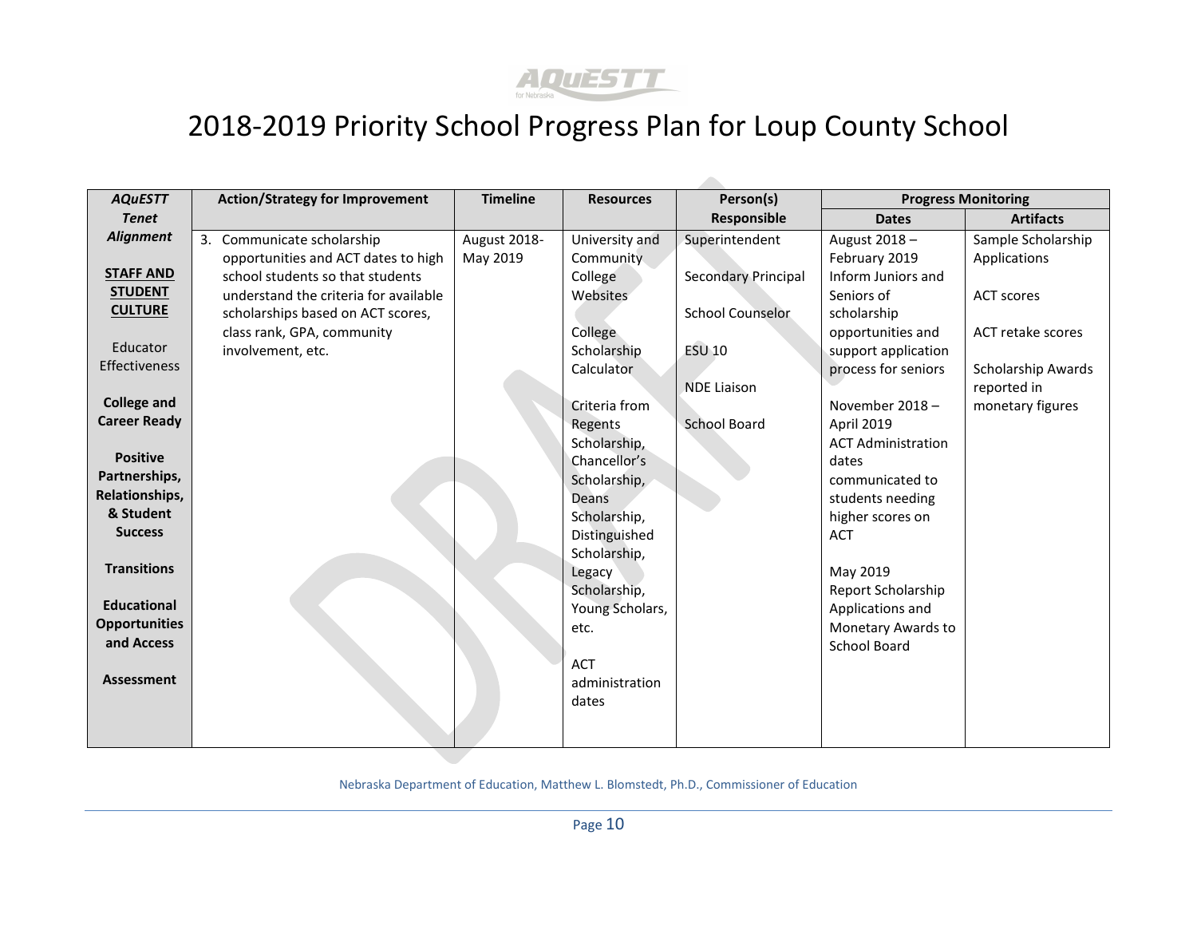# 2018-2019 Priority School Progress Plan for Loup County School

| *AQuESTT Tenet Alignment* | Action/Strategy for Improvement | Timeline | Resources | Person(s) Responsible | Progress Monitoring | |
|---|---|---|---|---|---|---|
| | | | | | Dates | Artifacts |
| **STAFF AND STUDENT CULTURE**<br><br>Educator Effectiveness<br><br>**College and Career Ready**<br><br>**Positive Partnerships, Relationships, & Student Success**<br><br>**Transitions**<br><br>**Educational Opportunities and Access**<br><br>**Assessment** | 3. Communicate scholarship opportunities and ACT dates to high school students so that students understand the criteria for available scholarships based on ACT scores, class rank, GPA, community involvement, etc. | August 2018-May 2019 | University and Community College Websites<br><br>College Scholarship Calculator<br><br>Criteria from Regents Scholarship, Chancellor's Scholarship, Deans Scholarship, Distinguished Scholarship, Legacy Scholarship, Young Scholars, etc.<br><br>ACT administration dates | Superintendent<br><br>Secondary Principal<br><br>School Counselor<br><br>ESU 10<br><br>NDE Liaison<br><br>School Board | August 2018 – February 2019 Inform Juniors and Seniors of scholarship opportunities and support application process for seniors<br><br>November 2018 – April 2019 ACT Administration dates communicated to students needing higher scores on ACT<br><br>May 2019 Report Scholarship Applications and Monetary Awards to School Board | Sample Scholarship Applications<br><br>ACT scores<br><br>ACT retake scores<br><br>Scholarship Awards reported in monetary figures |

Nebraska Department of Education, Matthew L. Blomstedt, Ph.D., Commissioner of Education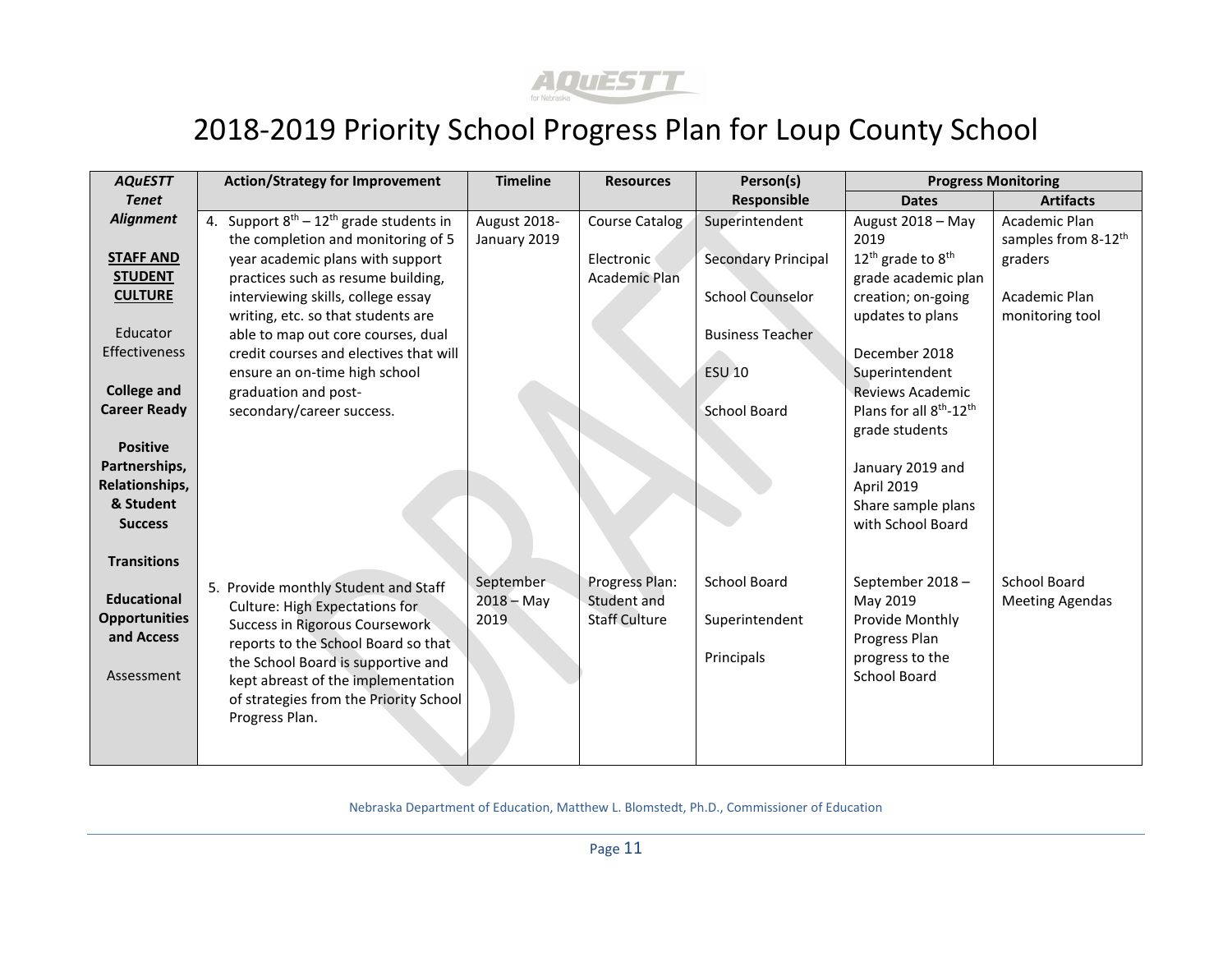# 2018-2019 Priority School Progress Plan for Loup County School

| *AQuESTT Tenet Alignment* | Action/Strategy for Improvement | Timeline | Resources | Person(s) Responsible | Progress Monitoring | |
|---|---|---|---|---|---|---|
| | | | | | **Dates** | **Artifacts** |
| **STAFF AND STUDENT CULTURE**<br><br>Educator Effectiveness<br><br>**College and Career Ready**<br><br>**Positive Partnerships, Relationships, & Student Success**<br><br>**Transitions**<br><br>**Educational Opportunities and Access**<br><br>Assessment | 4. Support $8^{th}$ – $12^{th}$ grade students in the completion and monitoring of 5 year academic plans with support practices such as resume building, interviewing skills, college essay writing, etc. so that students are able to map out core courses, dual credit courses and electives that will ensure an on-time high school graduation and post-secondary/career success. | August 2018-January 2019 | Course Catalog<br><br>Electronic Academic Plan | Superintendent<br><br>Secondary Principal<br><br>School Counselor<br><br>Business Teacher<br><br>ESU 10<br><br>School Board | August 2018 – May 2019<br>$12^{th}$ grade to $8^{th}$ grade academic plan creation; on-going updates to plans<br><br>December 2018<br>Superintendent Reviews Academic Plans for all $8^{th}$-$12^{th}$ grade students<br><br>January 2019 and April 2019<br>Share sample plans with School Board | Academic Plan samples from 8-$12^{th}$ graders<br><br>Academic Plan monitoring tool |
| | 5. Provide monthly Student and Staff Culture: High Expectations for Success in Rigorous Coursework reports to the School Board so that the School Board is supportive and kept abreast of the implementation of strategies from the Priority School Progress Plan. | September 2018 – May 2019 | Progress Plan: Student and Staff Culture | School Board<br><br>Superintendent<br><br>Principals | September 2018 – May 2019<br>Provide Monthly Progress Plan progress to the School Board | School Board Meeting Agendas |

Nebraska Department of Education, Matthew L. Blomstedt, Ph.D., Commissioner of Education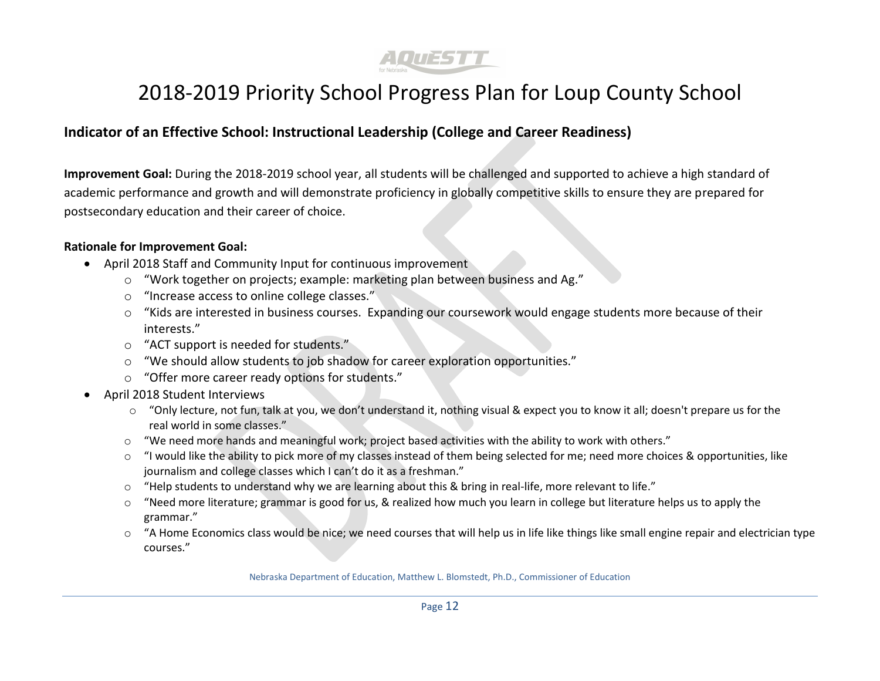# 2018-2019 Priority School Progress Plan for Loup County School

## Indicator of an Effective School: Instructional Leadership (College and Career Readiness)

**Improvement Goal:** During the 2018-2019 school year, all students will be challenged and supported to achieve a high standard of academic performance and growth and will demonstrate proficiency in globally competitive skills to ensure they are prepared for postsecondary education and their career of choice.

**Rationale for Improvement Goal:**

- April 2018 Staff and Community Input for continuous improvement
  - "Work together on projects; example: marketing plan between business and Ag."
  - "Increase access to online college classes."
  - "Kids are interested in business courses. Expanding our coursework would engage students more because of their interests."
  - "ACT support is needed for students."
  - "We should allow students to job shadow for career exploration opportunities."
  - "Offer more career ready options for students."
- April 2018 Student Interviews
  - "Only lecture, not fun, talk at you, we don't understand it, nothing visual & expect you to know it all; doesn't prepare us for the real world in some classes."
  - "We need more hands and meaningful work; project based activities with the ability to work with others."
  - "I would like the ability to pick more of my classes instead of them being selected for me; need more choices & opportunities, like journalism and college classes which I can't do it as a freshman."
  - "Help students to understand why we are learning about this & bring in real-life, more relevant to life."
  - "Need more literature; grammar is good for us, & realized how much you learn in college but literature helps us to apply the grammar."
  - "A Home Economics class would be nice; we need courses that will help us in life like things like small engine repair and electrician type courses."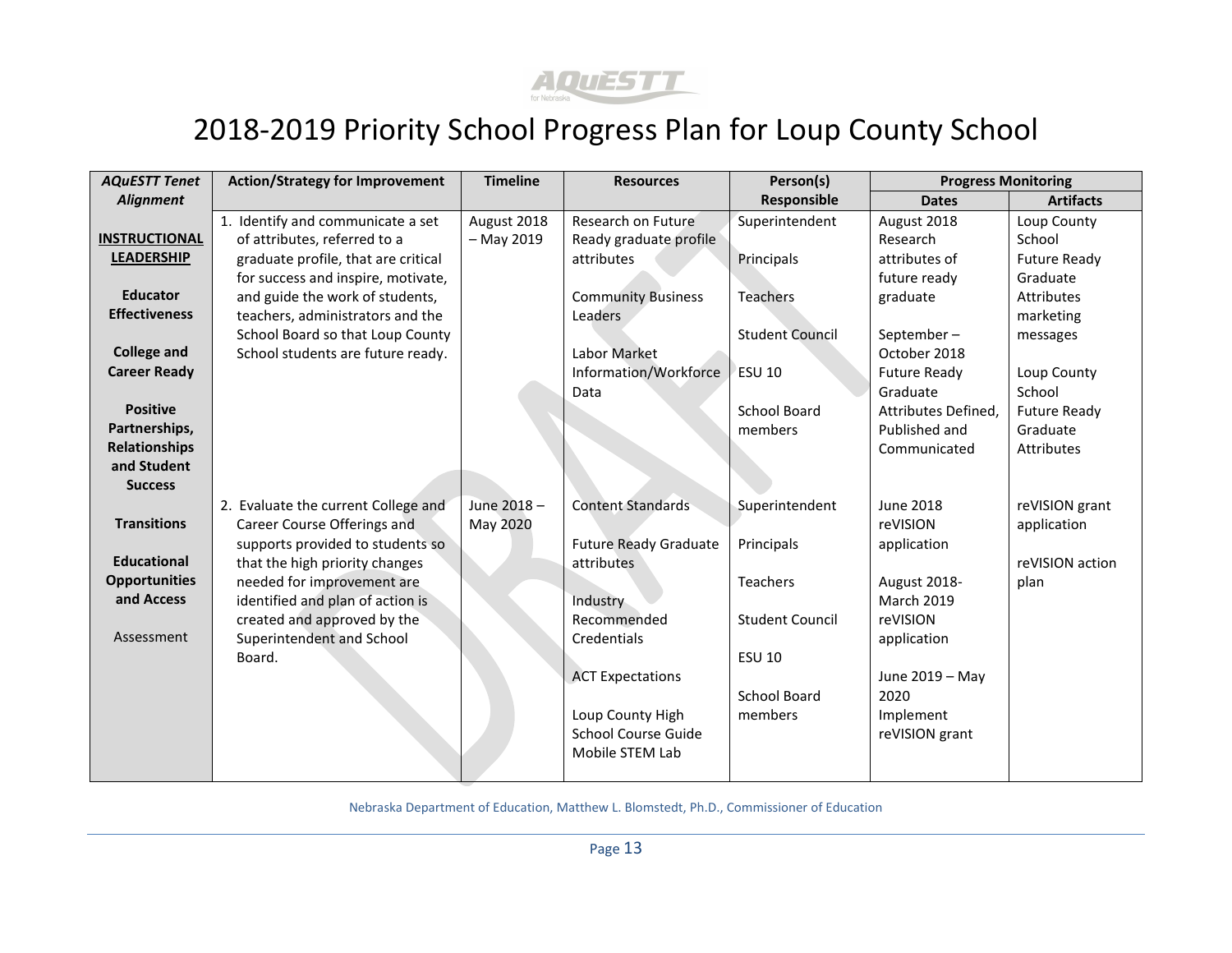# 2018-2019 Priority School Progress Plan for Loup County School

| AQuESTT Tenet Alignment | Action/Strategy for Improvement | Timeline | Resources | Person(s) Responsible | Progress Monitoring | |
|---|---|---|---|---|---|---|
| | | | | | **Dates** | **Artifacts** |
| **INSTRUCTIONAL LEADERSHIP**<br><br>**Educator Effectiveness**<br><br>**College and Career Ready**<br><br>**Positive Partnerships, Relationships and Student Success**<br><br>**Transitions**<br><br>**Educational Opportunities and Access**<br><br>Assessment | 1. Identify and communicate a set of attributes, referred to a graduate profile, that are critical for success and inspire, motivate, and guide the work of students, teachers, administrators and the School Board so that Loup County School students are future ready. | August 2018 – May 2019 | Research on Future Ready graduate profile attributes<br><br>Community Business Leaders<br><br>Labor Market Information/Workforce Data | Superintendent<br><br>Principals<br><br>Teachers<br><br>Student Council<br><br>ESU 10<br><br>School Board members | August 2018 Research attributes of future ready graduate<br><br>September – October 2018 Future Ready Graduate Attributes Defined, Published and Communicated | Loup County School Future Ready Graduate Attributes marketing messages<br><br>Loup County School Future Ready Graduate Attributes |
| | 2. Evaluate the current College and Career Course Offerings and supports provided to students so that the high priority changes needed for improvement are identified and plan of action is created and approved by the Superintendent and School Board. | June 2018 – May 2020 | Content Standards<br><br>Future Ready Graduate attributes<br><br>Industry Recommended Credentials<br><br>ACT Expectations<br><br>Loup County High School Course Guide Mobile STEM Lab | Superintendent<br><br>Principals<br><br>Teachers<br><br>Student Council<br><br>ESU 10<br><br>School Board members | June 2018 reVISION application<br><br>August 2018- March 2019 reVISION application<br><br>June 2019 – May 2020 Implement reVISION grant | reVISION grant application<br><br>reVISION action plan |

Nebraska Department of Education, Matthew L. Blomstedt, Ph.D., Commissioner of Education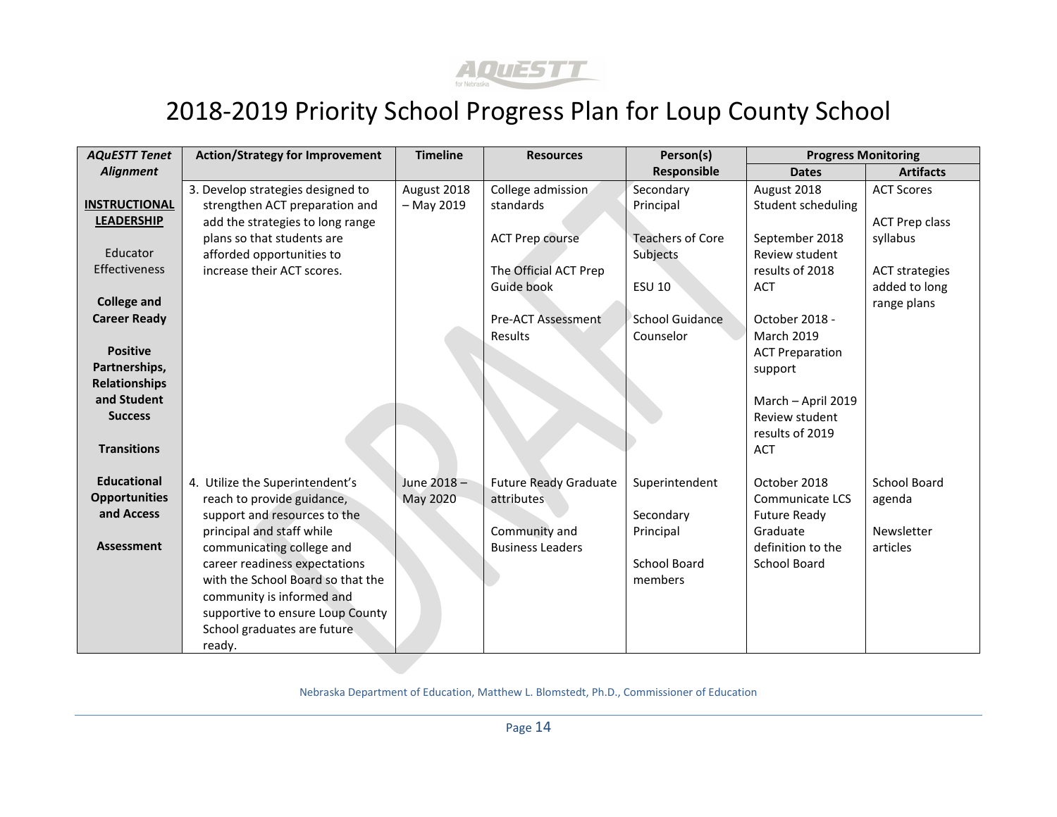# 2018-2019 Priority School Progress Plan for Loup County School

| *AQuESTT Tenet Alignment* | Action/Strategy for Improvement | Timeline | Resources | Person(s) Responsible | Progress Monitoring | |
|---|---|---|---|---|---|---|
| | | | | | **Dates** | **Artifacts** |
| **INSTRUCTIONAL LEADERSHIP**<br><br>Educator Effectiveness<br><br>**College and Career Ready**<br><br>**Positive Partnerships, Relationships and Student Success**<br><br>**Transitions**<br><br>**Educational Opportunities and Access**<br><br>**Assessment** | 3. Develop strategies designed to strengthen ACT preparation and add the strategies to long range plans so that students are afforded opportunities to increase their ACT scores. | August 2018 – May 2019 | College admission standards<br><br>ACT Prep course<br><br>The Official ACT Prep Guide book<br><br>Pre-ACT Assessment Results | Secondary Principal<br><br>Teachers of Core Subjects<br><br>ESU 10<br><br>School Guidance Counselor | August 2018 Student scheduling<br><br>September 2018 Review student results of 2018 ACT<br><br>October 2018 - March 2019 ACT Preparation support<br><br>March – April 2019 Review student results of 2019 ACT | ACT Scores<br><br>ACT Prep class syllabus<br><br>ACT strategies added to long range plans |
| | 4. Utilize the Superintendent's reach to provide guidance, support and resources to the principal and staff while communicating college and career readiness expectations with the School Board so that the community is informed and supportive to ensure Loup County School graduates are future ready. | June 2018 – May 2020 | Future Ready Graduate attributes<br><br>Community and Business Leaders | Superintendent<br><br>Secondary Principal<br><br>School Board members | October 2018 Communicate LCS Future Ready Graduate definition to the School Board | School Board agenda<br><br>Newsletter articles |

Nebraska Department of Education, Matthew L. Blomstedt, Ph.D., Commissioner of Education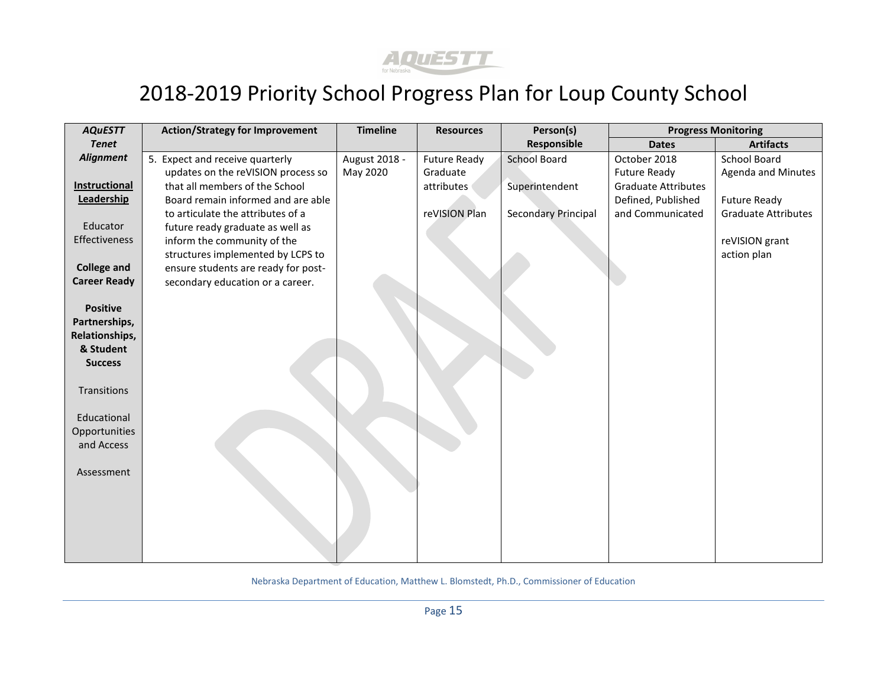# 2018-2019 Priority School Progress Plan for Loup County School

| AQuESTT Tenet Alignment | Action/Strategy for Improvement | Timeline | Resources | Person(s) Responsible | Progress Monitoring | |
|---|---|---|---|---|---|---|
| | | | | | **Dates** | **Artifacts** |
| **Instructional Leadership**<br><br>Educator Effectiveness<br><br>**College and Career Ready**<br><br>**Positive Partnerships, Relationships, & Student Success**<br><br>Transitions<br><br>Educational Opportunities and Access<br><br>Assessment | 5. Expect and receive quarterly updates on the reVISION process so that all members of the School Board remain informed and are able to articulate the attributes of a future ready graduate as well as inform the community of the structures implemented by LCPS to ensure students are ready for post-secondary education or a career. | August 2018 - May 2020 | Future Ready Graduate attributes<br><br>reVISION Plan | School Board<br><br>Superintendent<br><br>Secondary Principal | October 2018 Future Ready Graduate Attributes Defined, Published and Communicated | School Board Agenda and Minutes<br><br>Future Ready Graduate Attributes<br><br>reVISION grant action plan |

Nebraska Department of Education, Matthew L. Blomstedt, Ph.D., Commissioner of Education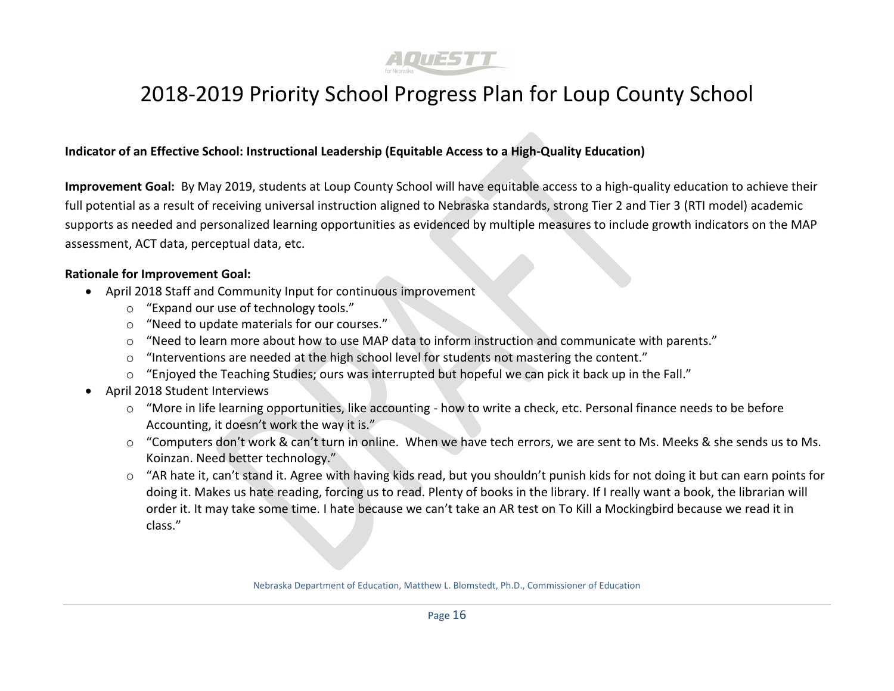# 2018-2019 Priority School Progress Plan for Loup County School

**Indicator of an Effective School: Instructional Leadership (Equitable Access to a High-Quality Education)**

**Improvement Goal:** By May 2019, students at Loup County School will have equitable access to a high-quality education to achieve their full potential as a result of receiving universal instruction aligned to Nebraska standards, strong Tier 2 and Tier 3 (RTI model) academic supports as needed and personalized learning opportunities as evidenced by multiple measures to include growth indicators on the MAP assessment, ACT data, perceptual data, etc.

**Rationale for Improvement Goal:**

- April 2018 Staff and Community Input for continuous improvement
  - "Expand our use of technology tools."
  - "Need to update materials for our courses."
  - "Need to learn more about how to use MAP data to inform instruction and communicate with parents."
  - "Interventions are needed at the high school level for students not mastering the content."
  - "Enjoyed the Teaching Studies; ours was interrupted but hopeful we can pick it back up in the Fall."
- April 2018 Student Interviews
  - "More in life learning opportunities, like accounting - how to write a check, etc. Personal finance needs to be before Accounting, it doesn't work the way it is."
  - "Computers don't work & can't turn in online. When we have tech errors, we are sent to Ms. Meeks & she sends us to Ms. Koinzan. Need better technology."
  - "AR hate it, can't stand it. Agree with having kids read, but you shouldn't punish kids for not doing it but can earn points for doing it. Makes us hate reading, forcing us to read. Plenty of books in the library. If I really want a book, the librarian will order it. It may take some time. I hate because we can't take an AR test on To Kill a Mockingbird because we read it in class."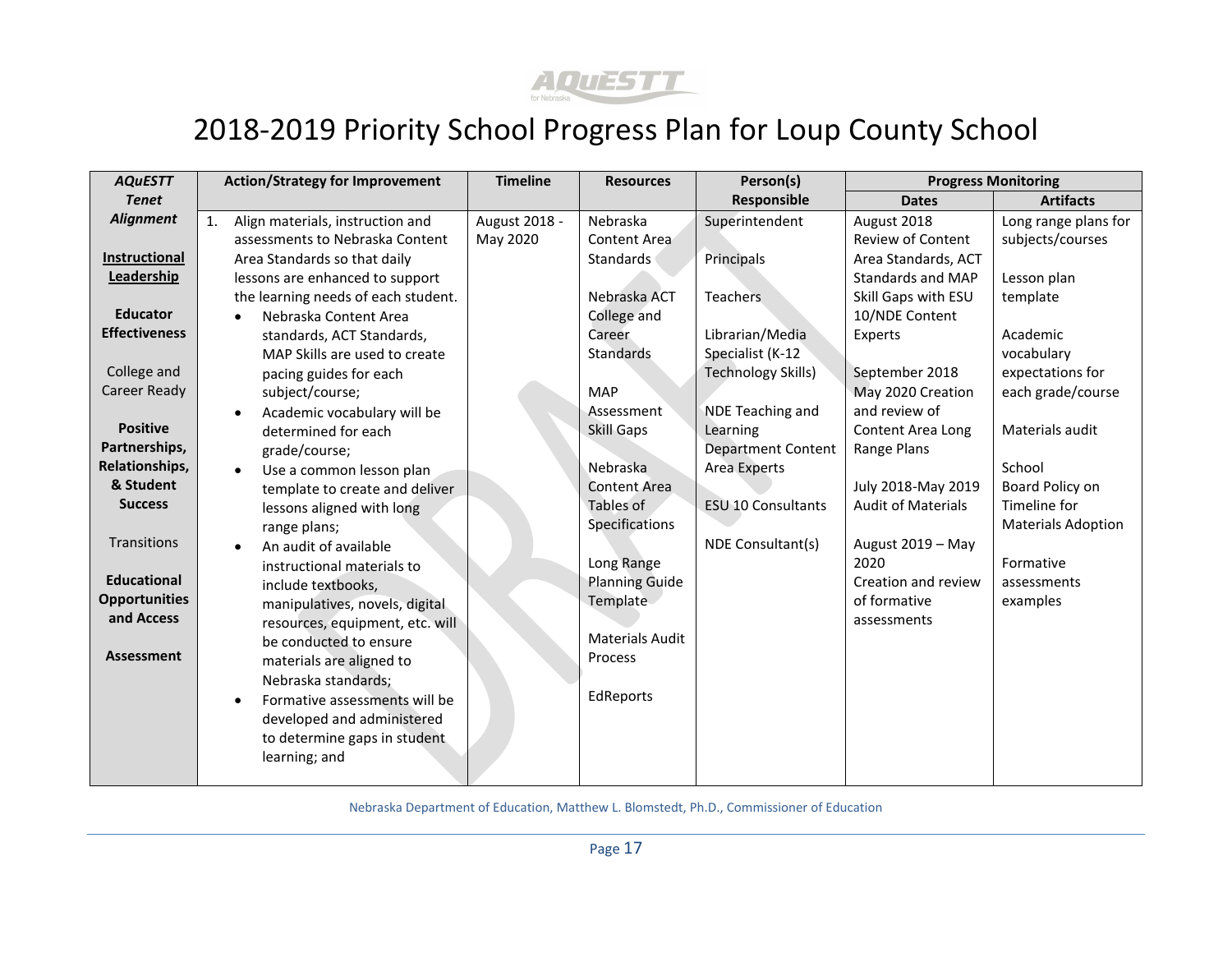# 2018-2019 Priority School Progress Plan for Loup County School

| AQuESTT Tenet Alignment | Action/Strategy for Improvement | Timeline | Resources | Person(s) Responsible | Progress Monitoring | |
|---|---|---|---|---|---|---|
| | | | | | Dates | Artifacts |
| **Instructional Leadership**<br><br>**Educator Effectiveness**<br><br>College and Career Ready<br><br>**Positive Partnerships, Relationships, & Student Success**<br><br>Transitions<br><br>**Educational Opportunities and Access**<br><br>**Assessment** | 1. Align materials, instruction and assessments to Nebraska Content Area Standards so that daily lessons are enhanced to support the learning needs of each student.<br>• Nebraska Content Area standards, ACT Standards, MAP Skills are used to create pacing guides for each subject/course;<br>• Academic vocabulary will be determined for each grade/course;<br>• Use a common lesson plan template to create and deliver lessons aligned with long range plans;<br>• An audit of available instructional materials to include textbooks, manipulatives, novels, digital resources, equipment, etc. will be conducted to ensure materials are aligned to Nebraska standards;<br>• Formative assessments will be developed and administered to determine gaps in student learning; and | August 2018 - May 2020 | Nebraska Content Area Standards<br><br>Nebraska ACT College and Career Standards<br><br>MAP Assessment Skill Gaps<br><br>Nebraska Content Area Tables of Specifications<br><br>Long Range Planning Guide Template<br><br>Materials Audit Process<br><br>EdReports | Superintendent<br><br>Principals<br><br>Teachers<br><br>Librarian/Media Specialist (K-12 Technology Skills)<br><br>NDE Teaching and Learning Department Content Area Experts<br><br>ESU 10 Consultants<br><br>NDE Consultant(s) | August 2018 Review of Content Area Standards, ACT Standards and MAP Skill Gaps with ESU 10/NDE Content Experts<br><br>September 2018 May 2020 Creation and review of Content Area Long Range Plans<br><br>July 2018-May 2019 Audit of Materials<br><br>August 2019 – May 2020 Creation and review of formative assessments | Long range plans for subjects/courses<br><br>Lesson plan template<br><br>Academic vocabulary expectations for each grade/course<br><br>Materials audit<br><br>School Board Policy on Timeline for Materials Adoption<br><br>Formative assessments examples |

Nebraska Department of Education, Matthew L. Blomstedt, Ph.D., Commissioner of Education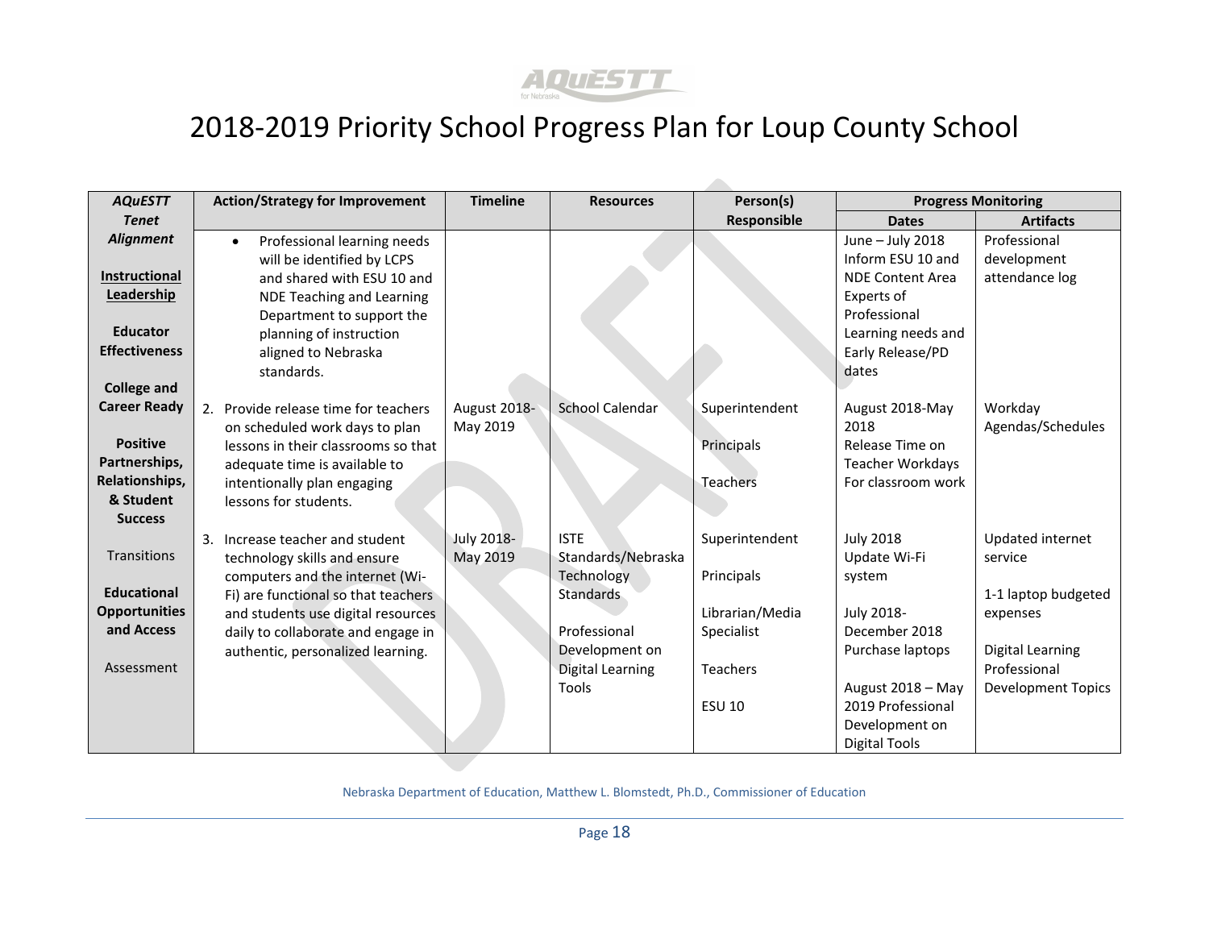# 2018-2019 Priority School Progress Plan for Loup County School

| AQuESTT Tenet Alignment | Action/Strategy for Improvement | Timeline | Resources | Person(s) Responsible | Progress Monitoring | |
|---|---|---|---|---|---|---|
| | | | | | Dates | Artifacts |
| **Instructional Leadership**<br><br>**Educator Effectiveness**<br><br>**College and Career Ready**<br><br>**Positive Partnerships, Relationships, & Student Success**<br><br>Transitions<br><br>**Educational Opportunities and Access**<br><br>Assessment | • Professional learning needs will be identified by LCPS and shared with ESU 10 and NDE Teaching and Learning Department to support the planning of instruction aligned to Nebraska standards. | | | | June – July 2018 Inform ESU 10 and NDE Content Area Experts of Professional Learning needs and Early Release/PD dates | Professional development attendance log |
| | 2. Provide release time for teachers on scheduled work days to plan lessons in their classrooms so that adequate time is available to intentionally plan engaging lessons for students. | August 2018-May 2019 | School Calendar | Superintendent<br><br>Principals<br><br>Teachers | August 2018-May 2018 Release Time on Teacher Workdays For classroom work | Workday Agendas/Schedules |
| | 3. Increase teacher and student technology skills and ensure computers and the internet (Wi-Fi) are functional so that teachers and students use digital resources daily to collaborate and engage in authentic, personalized learning. | July 2018-May 2019 | ISTE Standards/Nebraska Technology Standards<br><br>Professional Development on Digital Learning Tools | Superintendent<br><br>Principals<br><br>Librarian/Media Specialist<br><br>Teachers<br><br>ESU 10 | July 2018 Update Wi-Fi system<br><br>July 2018-December 2018 Purchase laptops<br><br>August 2018 – May 2019 Professional Development on Digital Tools | Updated internet service<br><br>1-1 laptop budgeted expenses<br><br>Digital Learning Professional Development Topics |

Nebraska Department of Education, Matthew L. Blomstedt, Ph.D., Commissioner of Education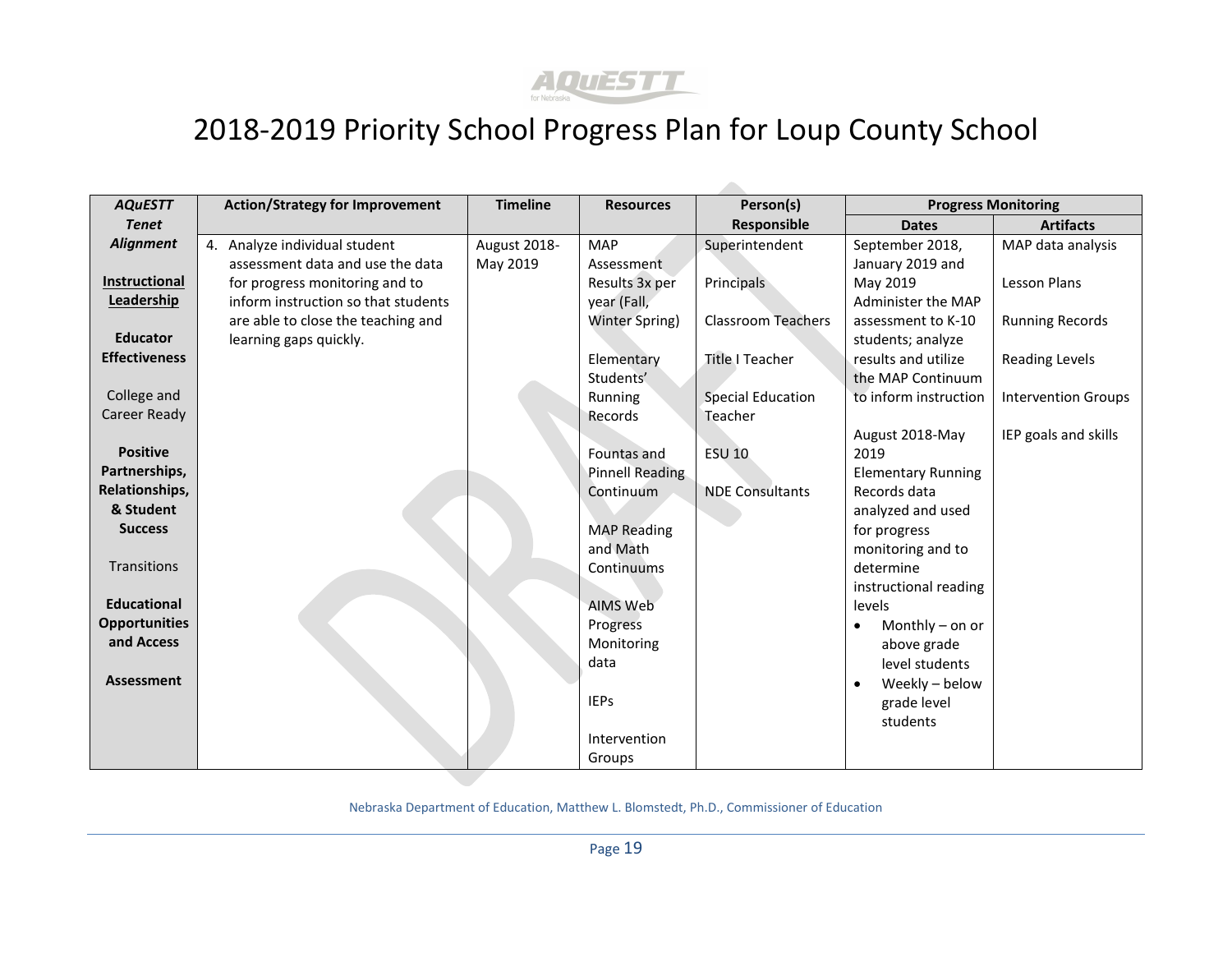# 2018-2019 Priority School Progress Plan for Loup County School

| AQuESTT Tenet Alignment | Action/Strategy for Improvement | Timeline | Resources | Person(s) Responsible | Progress Monitoring | |
|---|---|---|---|---|---|---|
| | | | | | Dates | Artifacts |
| **Instructional Leadership**<br><br>**Educator Effectiveness**<br><br>College and Career Ready<br><br>**Positive Partnerships, Relationships, & Student Success**<br><br>Transitions<br><br>**Educational Opportunities and Access**<br><br>**Assessment** | 4. Analyze individual student assessment data and use the data for progress monitoring and to inform instruction so that students are able to close the teaching and learning gaps quickly. | August 2018-May 2019 | MAP Assessment Results 3x per year (Fall, Winter Spring)<br><br>Elementary Students' Running Records<br><br>Fountas and Pinnell Reading Continuum<br><br>MAP Reading and Math Continuums<br><br>AIMS Web Progress Monitoring data<br><br>IEPs<br><br>Intervention Groups | Superintendent<br><br>Principals<br><br>Classroom Teachers<br><br>Title I Teacher<br><br>Special Education Teacher<br><br>ESU 10<br><br>NDE Consultants | September 2018, January 2019 and May 2019 Administer the MAP assessment to K-10 students; analyze results and utilize the MAP Continuum to inform instruction<br><br>August 2018-May 2019 Elementary Running Records data analyzed and used for progress monitoring and to determine instructional reading levels<br>• Monthly – on or above grade level students<br>• Weekly – below grade level students | MAP data analysis<br><br>Lesson Plans<br><br>Running Records<br><br>Reading Levels<br><br>Intervention Groups<br><br>IEP goals and skills |

Nebraska Department of Education, Matthew L. Blomstedt, Ph.D., Commissioner of Education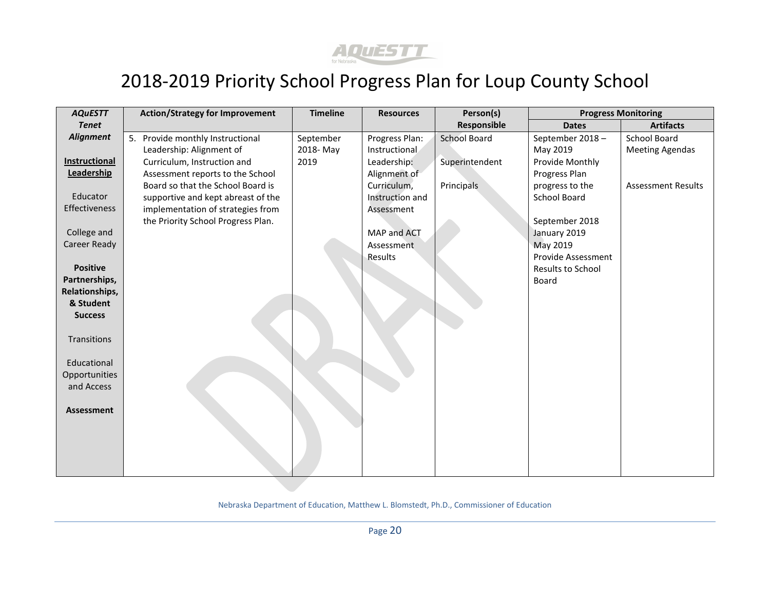# 2018-2019 Priority School Progress Plan for Loup County School

| AQuESTT Tenet Alignment | Action/Strategy for Improvement | Timeline | Resources | Person(s) Responsible | Progress Monitoring | |
|---|---|---|---|---|---|---|
| | | | | | Dates | Artifacts |
| **Instructional Leadership**<br><br>Educator Effectiveness<br><br>College and Career Ready<br><br>**Positive Partnerships, Relationships, & Student Success**<br><br>Transitions<br><br>Educational Opportunities and Access<br><br>**Assessment** | 5. Provide monthly Instructional Leadership: Alignment of Curriculum, Instruction and Assessment reports to the School Board so that the School Board is supportive and kept abreast of the implementation of strategies from the Priority School Progress Plan. | September 2018- May 2019 | Progress Plan: Instructional Leadership: Alignment of Curriculum, Instruction and Assessment<br><br>MAP and ACT Assessment Results | School Board<br><br>Superintendent<br><br>Principals | September 2018 – May 2019 Provide Monthly Progress Plan progress to the School Board<br><br>September 2018<br>January 2019<br>May 2019<br>Provide Assessment Results to School Board | School Board Meeting Agendas<br><br>Assessment Results |

Nebraska Department of Education, Matthew L. Blomstedt, Ph.D., Commissioner of Education